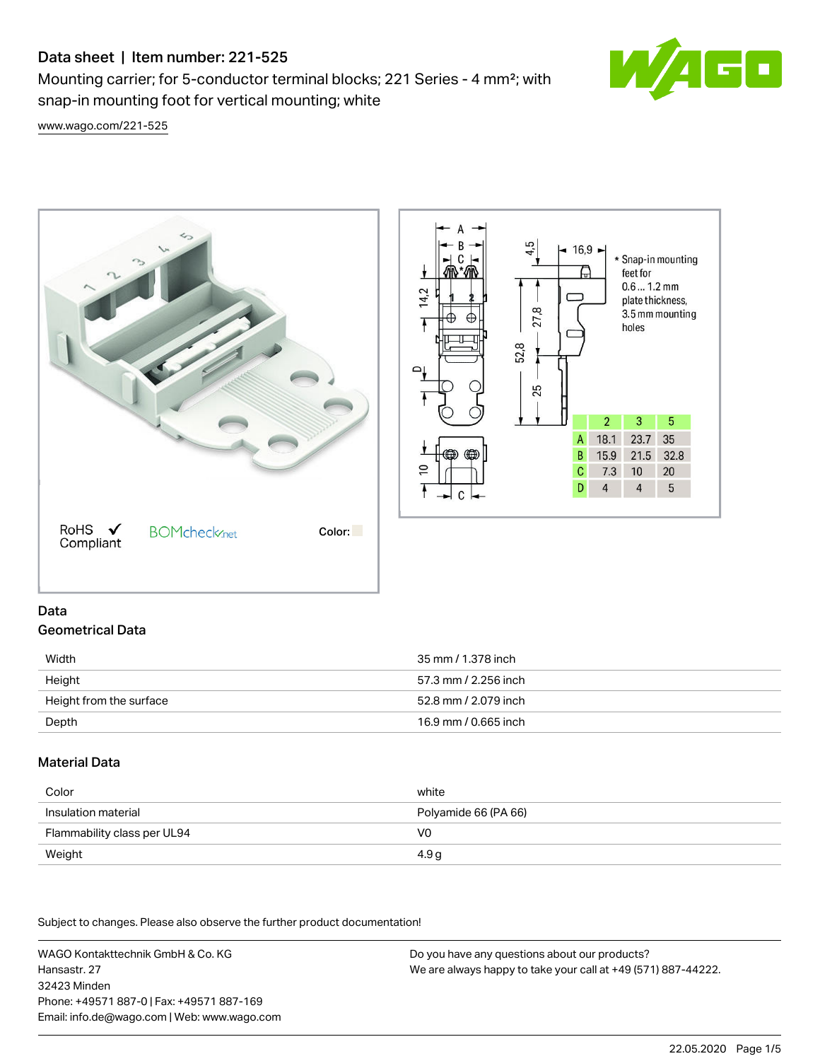# Data sheet | Item number: 221-525

Mounting carrier; for 5-conductor terminal blocks; 221 Series - 4 mm²; with snap-in mounting foot for vertical mounting; white

www.wago.com/221-525

RoHS ✓ Compliant

BOMcheck.net

Color:

* Snap-in mounting feet for 0.6 ... 1.2 mm plate thickness, 3.5 mm mounting holes

| | 2 | 3 | 5 |
|---|---|---|---|
| A | 18.1 | 23.7 | 35 |
| B | 15.9 | 21.5 | 32.8 |
| C | 7.3 | 10 | 20 |
| D | 4 | 4 | 5 |

## Data

### Geometrical Data

| | |
|---|---|
| Width | 35 mm / 1.378 inch |
| Height | 57.3 mm / 2.256 inch |
| Height from the surface | 52.8 mm / 2.079 inch |
| Depth | 16.9 mm / 0.665 inch |

### Material Data

| | |
|---|---|
| Color | white |
| Insulation material | Polyamide 66 (PA 66) |
| Flammability class per UL94 | V0 |
| Weight | 4.9 g |

Subject to changes. Please also observe the further product documentation!

WAGO Kontakttechnik GmbH & Co. KG
Hansastr. 27
32423 Minden
Phone: +49571 887-0 | Fax: +49571 887-169
Email: info.de@wago.com | Web: www.wago.com

Do you have any questions about our products?
We are always happy to take your call at +49 (571) 887-44222.

22.05.2020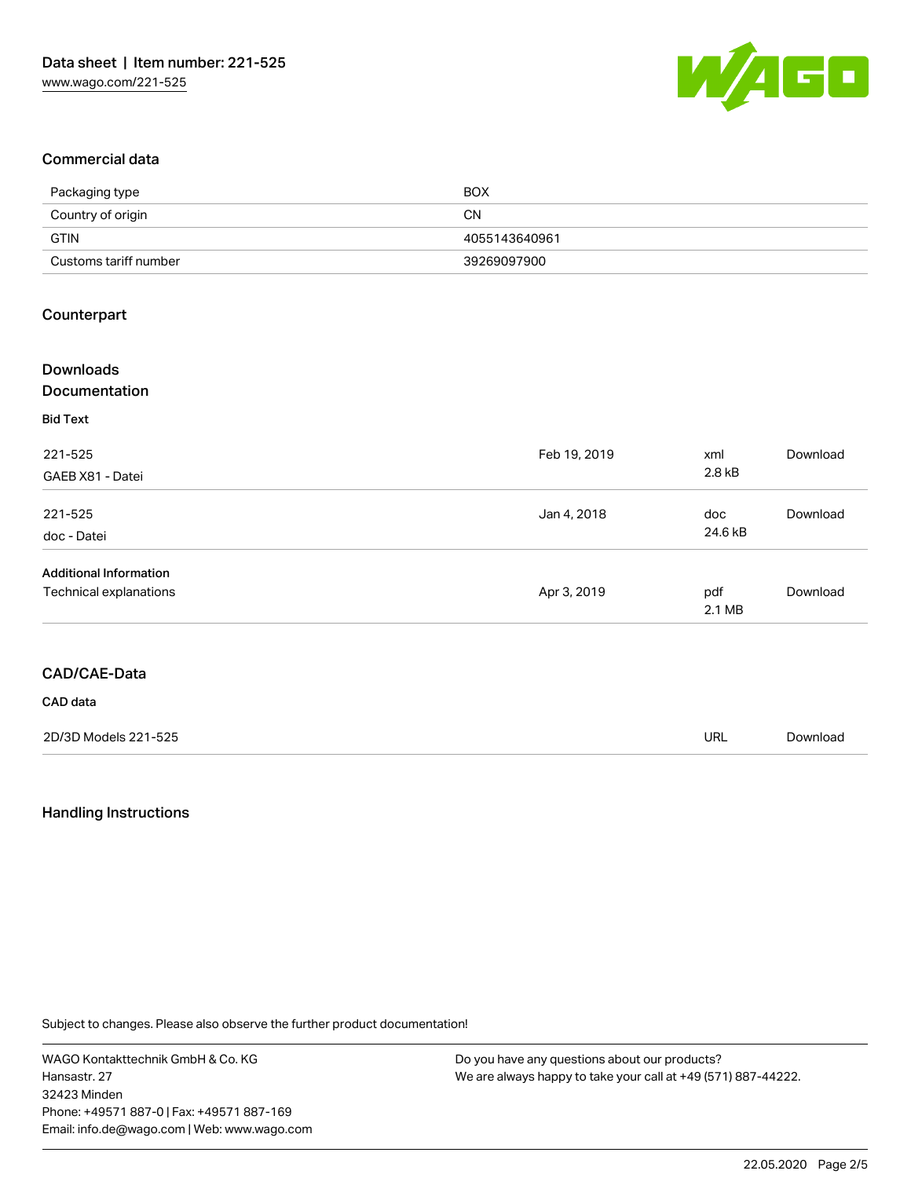## Commercial data

| | |
|---|---|
| Packaging type | BOX |
| Country of origin | CN |
| GTIN | 4055143640961 |
| Customs tariff number | 39269097900 |

## Counterpart

## Downloads

## Documentation

### Bid Text

| | | | |
|---|---|---|---|
| 221-525<br>GAEB X81 - Datei | Feb 19, 2019 | xml<br>2.8 kB | Download |
| 221-525<br>doc - Datei | Jan 4, 2018 | doc<br>24.6 kB | Download |

### Additional Information

| | | | |
|---|---|---|---|
| Technical explanations | Apr 3, 2019 | pdf<br>2.1 MB | Download |

## CAD/CAE-Data

### CAD data

| | | |
|---|---|---|
| 2D/3D Models 221-525 | URL | Download |

## Handling Instructions

Subject to changes. Please also observe the further product documentation!

WAGO Kontakttechnik GmbH & Co. KG
Hansastr. 27
32423 Minden
Phone: +49571 887-0 | Fax: +49571 887-169
Email: info.de@wago.com | Web: www.wago.com

Do you have any questions about our products?
We are always happy to take your call at +49 (571) 887-44222.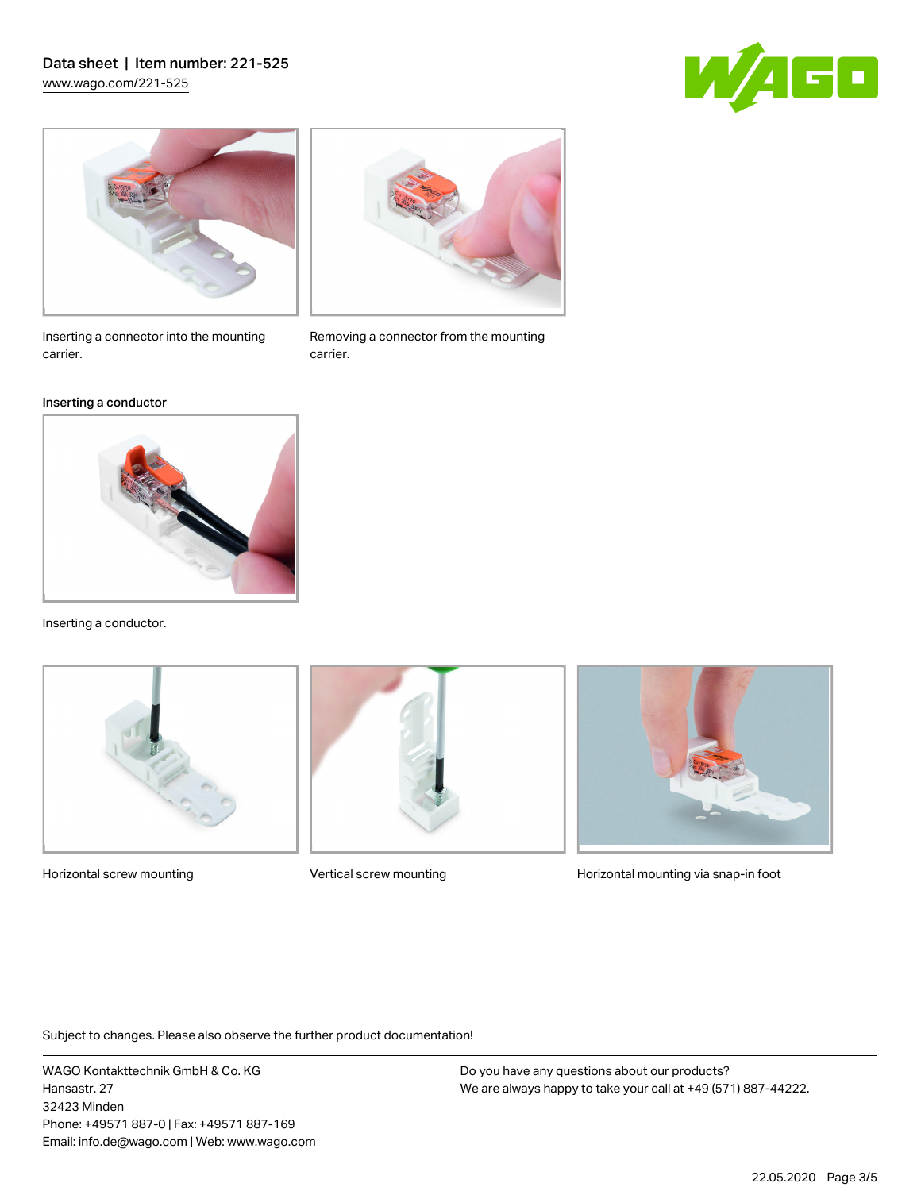Inserting a connector into the mounting carrier.

Removing a connector from the mounting carrier.

### Inserting a conductor

Inserting a conductor.

Horizontal screw mounting

Vertical screw mounting

Horizontal mounting via snap-in foot

Subject to changes. Please also observe the further product documentation!

WAGO Kontakttechnik GmbH & Co. KG
Hansastr. 27
32423 Minden
Phone: +49571 887-0 | Fax: +49571 887-169
Email: info.de@wago.com | Web: www.wago.com

Do you have any questions about our products?
We are always happy to take your call at +49 (571) 887-44222.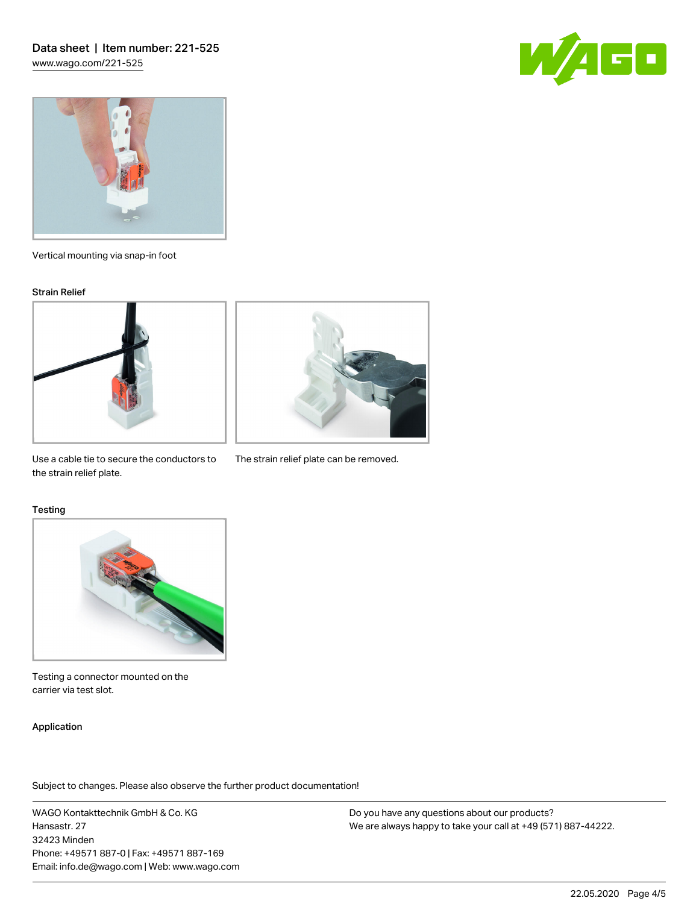Vertical mounting via snap-in foot

### Strain Relief

Use a cable tie to secure the conductors to the strain relief plate.

The strain relief plate can be removed.

### Testing

Testing a connector mounted on the carrier via test slot.

### Application

Subject to changes. Please also observe the further product documentation!

WAGO Kontakttechnik GmbH & Co. KG
Hansastr. 27
32423 Minden
Phone: +49571 887-0 | Fax: +49571 887-169
Email: info.de@wago.com | Web: www.wago.com

Do you have any questions about our products?
We are always happy to take your call at +49 (571) 887-44222.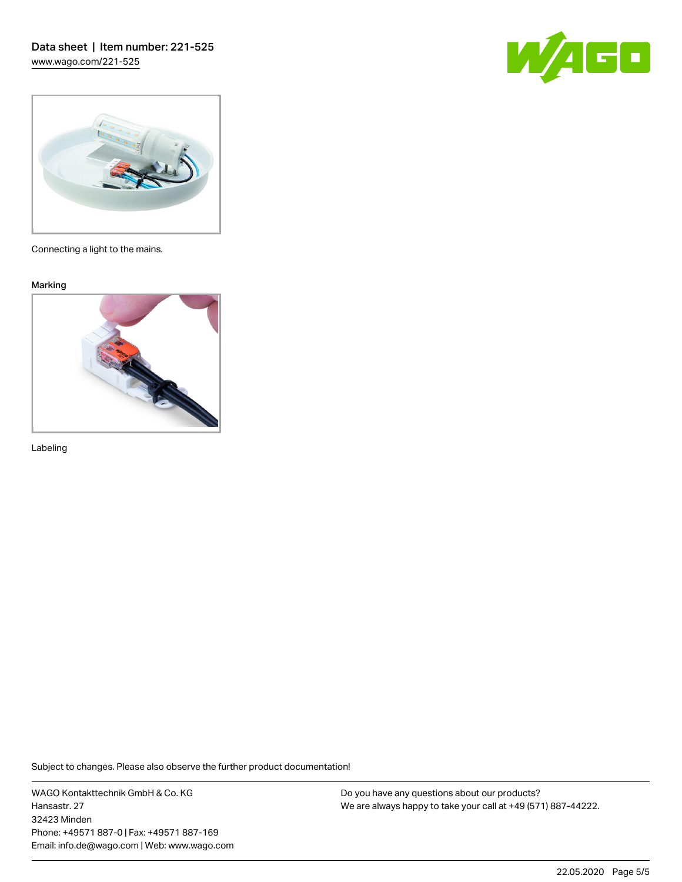Connecting a light to the mains.

### Marking

Labeling

Subject to changes. Please also observe the further product documentation!

WAGO Kontakttechnik GmbH & Co. KG
Hansastr. 27
32423 Minden
Phone: +49571 887-0 | Fax: +49571 887-169
Email: info.de@wago.com | Web: www.wago.com

Do you have any questions about our products?
We are always happy to take your call at +49 (571) 887-44222.